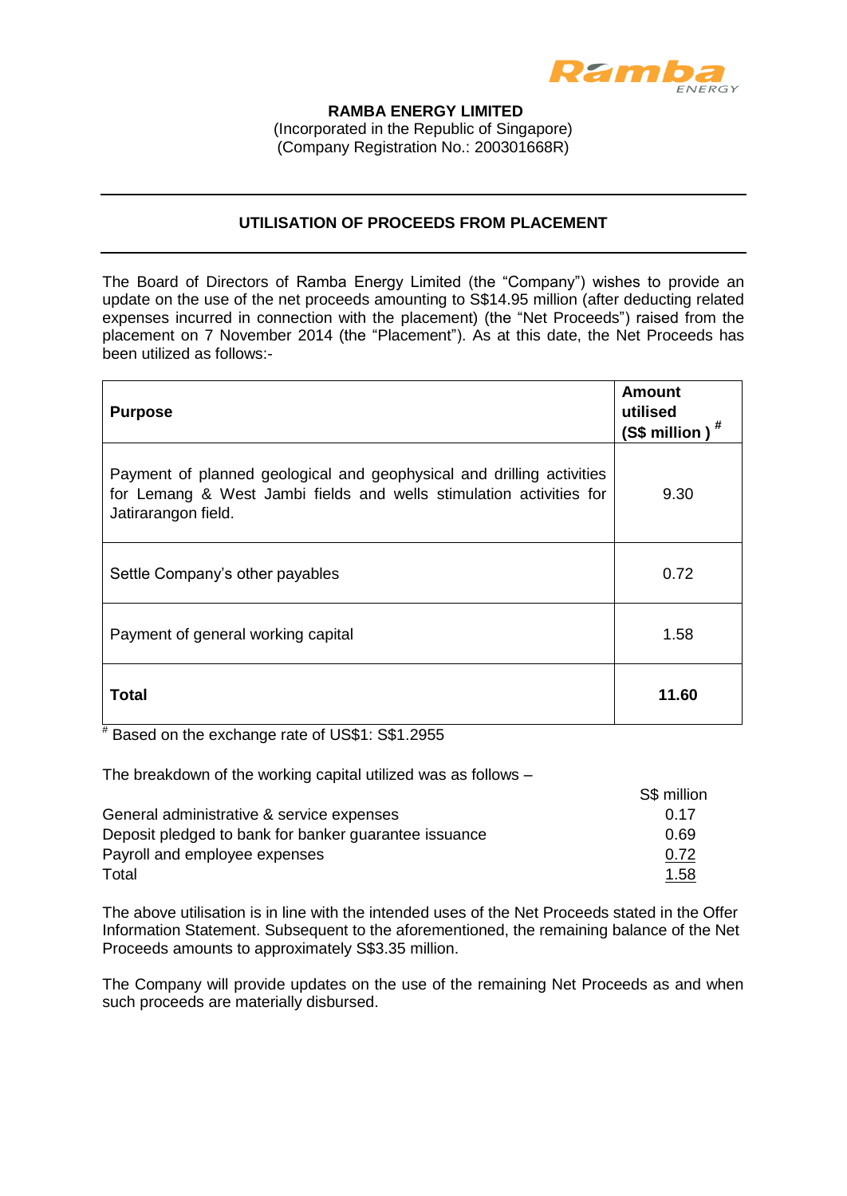**RAMBA ENERGY LIMITED**
(Incorporated in the Republic of Singapore)
(Company Registration No.: 200301668R)

## UTILISATION OF PROCEEDS FROM PLACEMENT

The Board of Directors of Ramba Energy Limited (the "Company") wishes to provide an update on the use of the net proceeds amounting to S$14.95 million (after deducting related expenses incurred in connection with the placement) (the "Net Proceeds") raised from the placement on 7 November 2014 (the "Placement"). As at this date, the Net Proceeds has been utilized as follows:-

| **Purpose** | **Amount utilised (S$ million)** [#] |
|---|---|
| Payment of planned geological and geophysical and drilling activities for Lemang & West Jambi fields and wells stimulation activities for Jatirarangon field. | 9.30 |
| Settle Company's other payables | 0.72 |
| Payment of general working capital | 1.58 |
| **Total** | **11.60** |

[#] Based on the exchange rate of US$1: S$1.2955

The breakdown of the working capital utilized was as follows –

| | S$ million |
|---|---|
| General administrative & service expenses | 0.17 |
| Deposit pledged to bank for banker guarantee issuance | 0.69 |
| Payroll and employee expenses | 0.72 |
| Total | 1.58 |

The above utilisation is in line with the intended uses of the Net Proceeds stated in the Offer Information Statement. Subsequent to the aforementioned, the remaining balance of the Net Proceeds amounts to approximately S$3.35 million.

The Company will provide updates on the use of the remaining Net Proceeds as and when such proceeds are materially disbursed.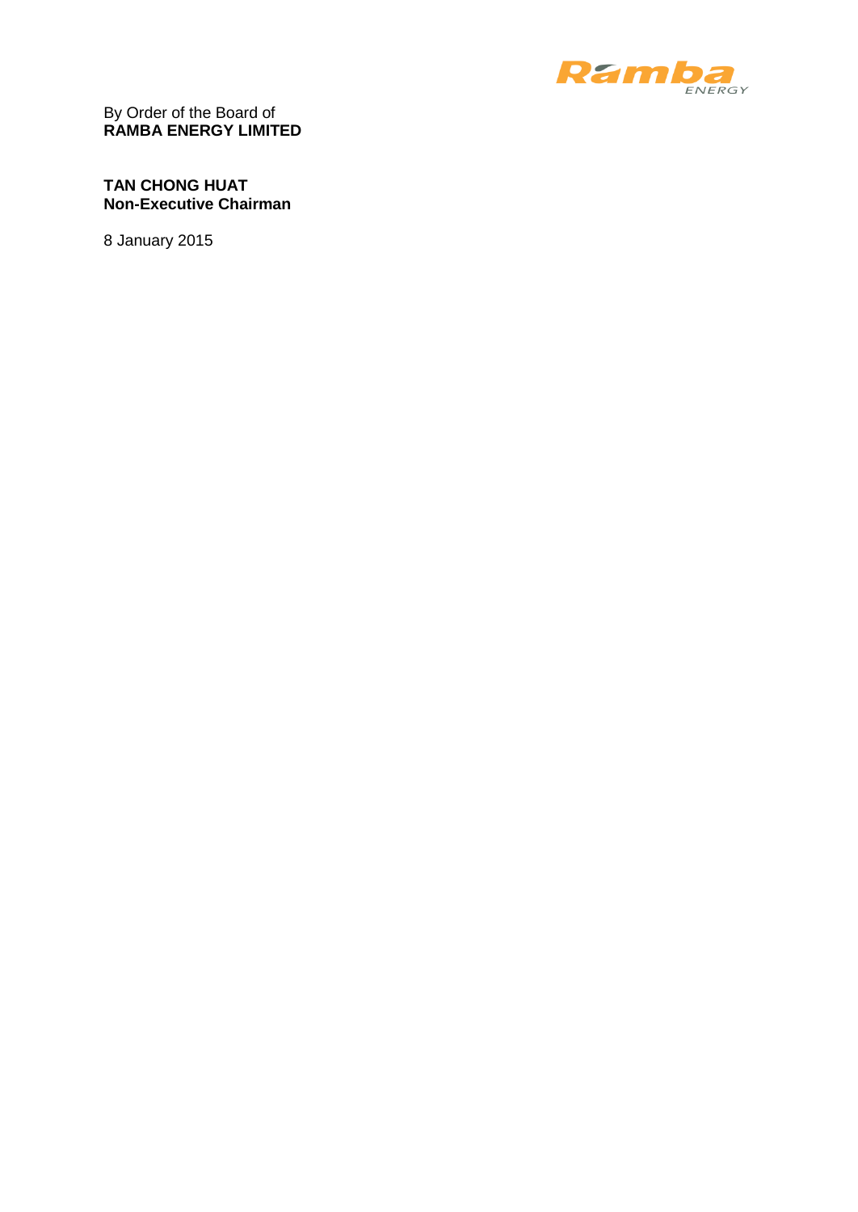By Order of the Board of
**RAMBA ENERGY LIMITED**

**TAN CHONG HUAT**
**Non-Executive Chairman**

8 January 2015